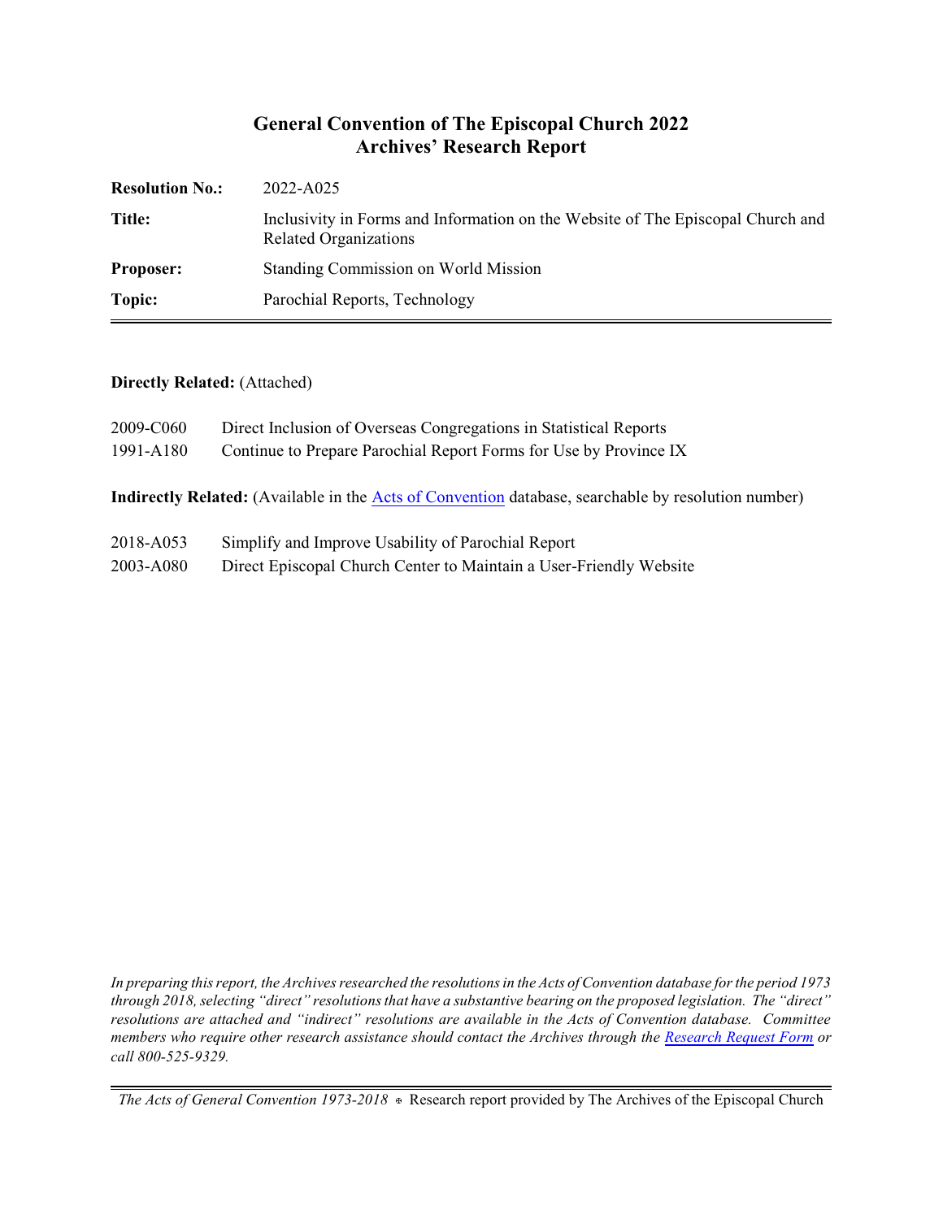# General Convention of The Episcopal Church 2022
## Archives' Research Report

| | |
|---|---|
| **Resolution No.:** | 2022-A025 |
| **Title:** | Inclusivity in Forms and Information on the Website of The Episcopal Church and Related Organizations |
| **Proposer:** | Standing Commission on World Mission |
| **Topic:** | Parochial Reports, Technology |

**Directly Related:** (Attached)

2009-C060 Direct Inclusion of Overseas Congregations in Statistical Reports
1991-A180 Continue to Prepare Parochial Report Forms for Use by Province IX

**Indirectly Related:** (Available in the [Acts of Convention] database, searchable by resolution number)

2018-A053 Simplify and Improve Usability of Parochial Report
2003-A080 Direct Episcopal Church Center to Maintain a User-Friendly Website

*In preparing this report, the Archives researched the resolutions in the Acts of Convention database for the period 1973 through 2018, selecting "direct" resolutions that have a substantive bearing on the proposed legislation. The "direct" resolutions are attached and "indirect" resolutions are available in the Acts of Convention database. Committee members who require other research assistance should contact the Archives through the [Research Request Form] or call 800-525-9329.*

*The Acts of General Convention 1973-2018* ⊕ Research report provided by The Archives of the Episcopal Church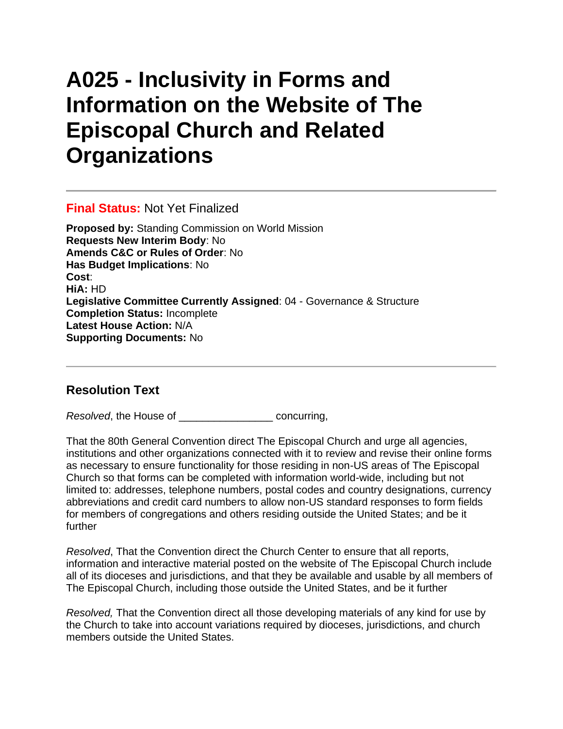# A025 - Inclusivity in Forms and Information on the Website of The Episcopal Church and Related Organizations

---

**Final Status:** Not Yet Finalized

**Proposed by:** Standing Commission on World Mission
**Requests New Interim Body**: No
**Amends C&C or Rules of Order**: No
**Has Budget Implications**: No
**Cost**:
**HiA:** HD
**Legislative Committee Currently Assigned**: 04 - Governance & Structure
**Completion Status:** Incomplete
**Latest House Action:** N/A
**Supporting Documents:** No

---

## Resolution Text

*Resolved*, the House of _______________ concurring,

That the 80th General Convention direct The Episcopal Church and urge all agencies, institutions and other organizations connected with it to review and revise their online forms as necessary to ensure functionality for those residing in non-US areas of The Episcopal Church so that forms can be completed with information world-wide, including but not limited to: addresses, telephone numbers, postal codes and country designations, currency abbreviations and credit card numbers to allow non-US standard responses to form fields for members of congregations and others residing outside the United States; and be it further

*Resolved*, That the Convention direct the Church Center to ensure that all reports, information and interactive material posted on the website of The Episcopal Church include all of its dioceses and jurisdictions, and that they be available and usable by all members of The Episcopal Church, including those outside the United States, and be it further

*Resolved,* That the Convention direct all those developing materials of any kind for use by the Church to take into account variations required by dioceses, jurisdictions, and church members outside the United States.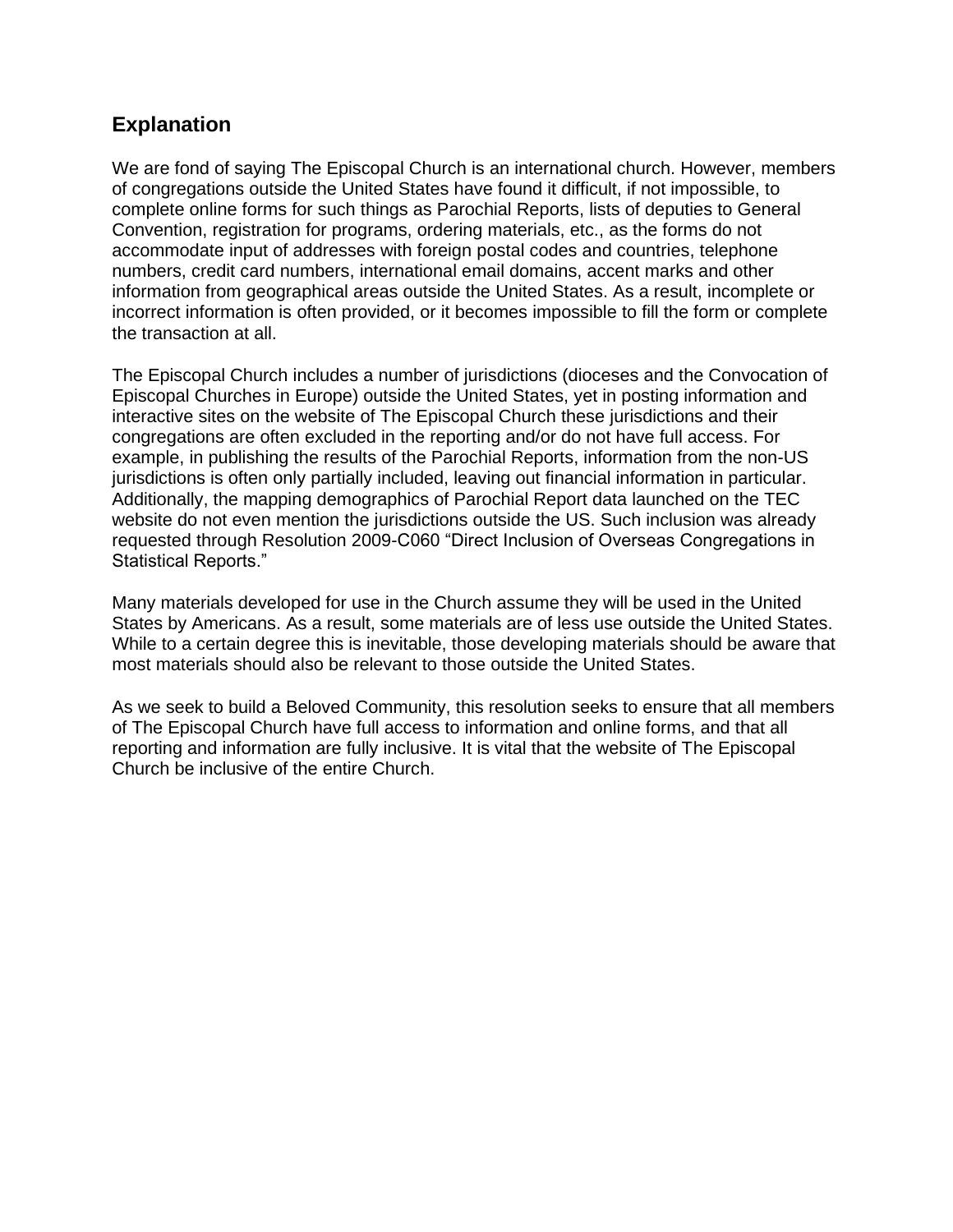## Explanation

We are fond of saying The Episcopal Church is an international church. However, members of congregations outside the United States have found it difficult, if not impossible, to complete online forms for such things as Parochial Reports, lists of deputies to General Convention, registration for programs, ordering materials, etc., as the forms do not accommodate input of addresses with foreign postal codes and countries, telephone numbers, credit card numbers, international email domains, accent marks and other information from geographical areas outside the United States. As a result, incomplete or incorrect information is often provided, or it becomes impossible to fill the form or complete the transaction at all.

The Episcopal Church includes a number of jurisdictions (dioceses and the Convocation of Episcopal Churches in Europe) outside the United States, yet in posting information and interactive sites on the website of The Episcopal Church these jurisdictions and their congregations are often excluded in the reporting and/or do not have full access. For example, in publishing the results of the Parochial Reports, information from the non-US jurisdictions is often only partially included, leaving out financial information in particular. Additionally, the mapping demographics of Parochial Report data launched on the TEC website do not even mention the jurisdictions outside the US. Such inclusion was already requested through Resolution 2009-C060 “Direct Inclusion of Overseas Congregations in Statistical Reports.”

Many materials developed for use in the Church assume they will be used in the United States by Americans. As a result, some materials are of less use outside the United States. While to a certain degree this is inevitable, those developing materials should be aware that most materials should also be relevant to those outside the United States.

As we seek to build a Beloved Community, this resolution seeks to ensure that all members of The Episcopal Church have full access to information and online forms, and that all reporting and information are fully inclusive. It is vital that the website of The Episcopal Church be inclusive of the entire Church.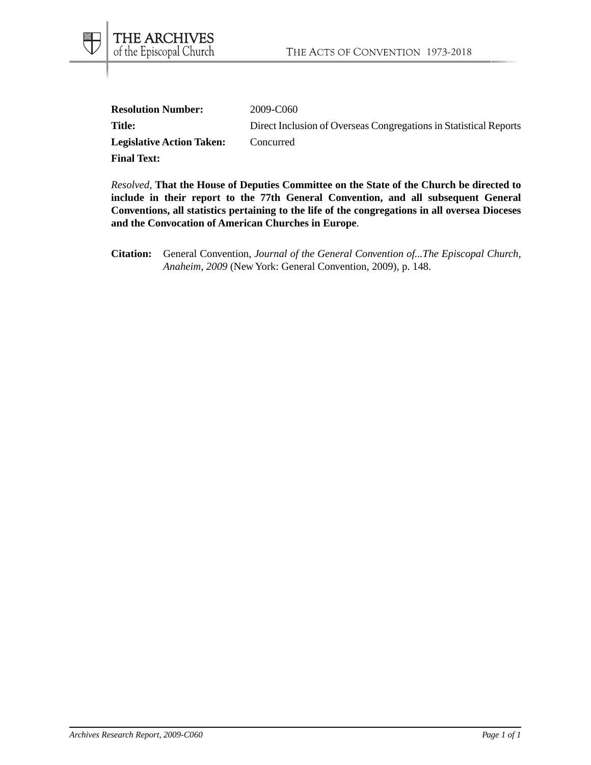**Resolution Number:** 2009-C060

**Title:** Direct Inclusion of Overseas Congregations in Statistical Reports

**Legislative Action Taken:** Concurred

**Final Text:**

*Resolved,* **That the House of Deputies Committee on the State of the Church be directed to include in their report to the 77th General Convention, and all subsequent General Conventions, all statistics pertaining to the life of the congregations in all oversea Dioceses and the Convocation of American Churches in Europe**.

**Citation:** General Convention, *Journal of the General Convention of...The Episcopal Church, Anaheim, 2009* (New York: General Convention, 2009), p. 148.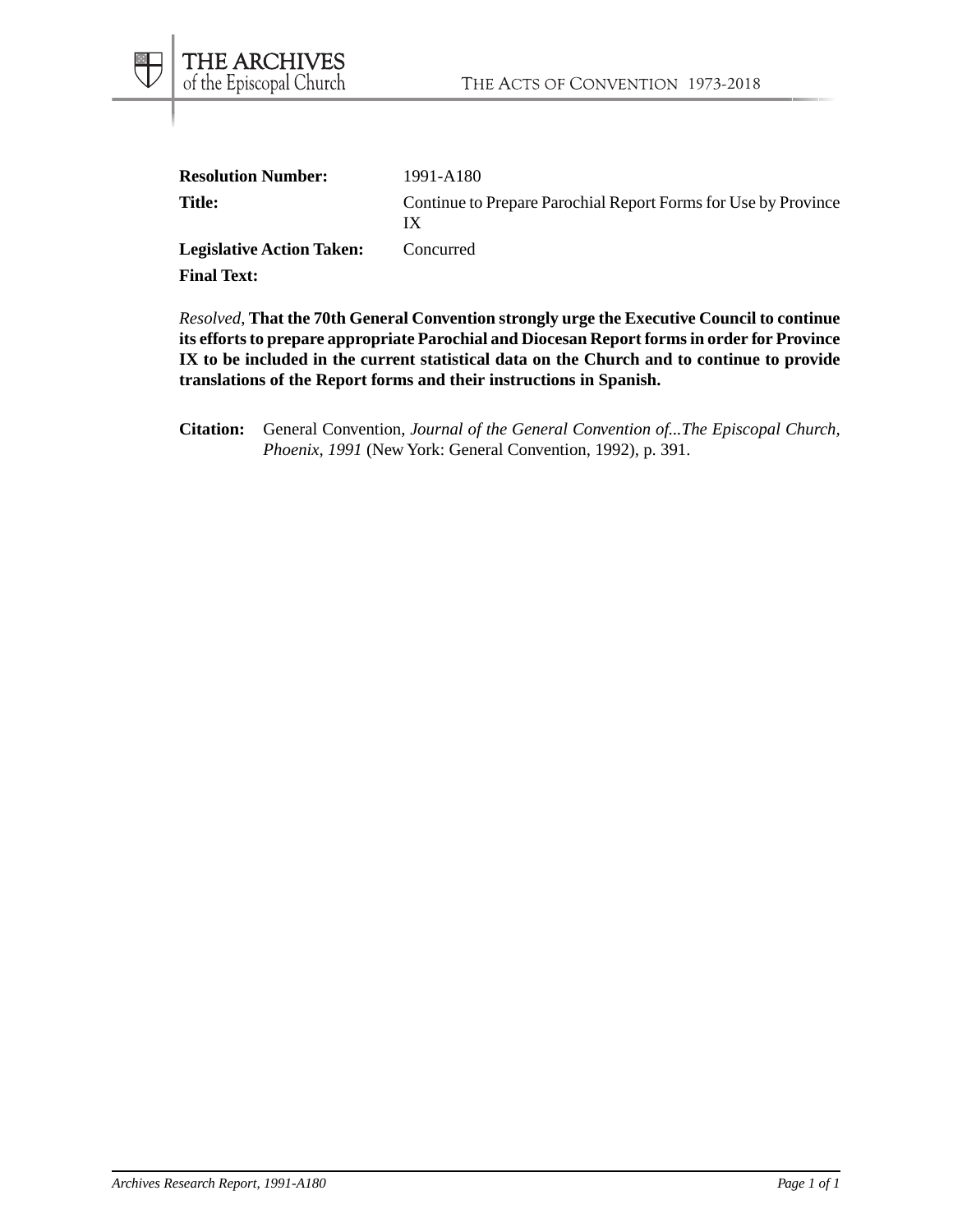**Resolution Number:** 1991-A180

**Title:** Continue to Prepare Parochial Report Forms for Use by Province IX

**Legislative Action Taken:** Concurred

**Final Text:**

*Resolved,* **That the 70th General Convention strongly urge the Executive Council to continue its efforts to prepare appropriate Parochial and Diocesan Report forms in order for Province IX to be included in the current statistical data on the Church and to continue to provide translations of the Report forms and their instructions in Spanish.**

**Citation:** General Convention, *Journal of the General Convention of...The Episcopal Church, Phoenix, 1991* (New York: General Convention, 1992), p. 391.